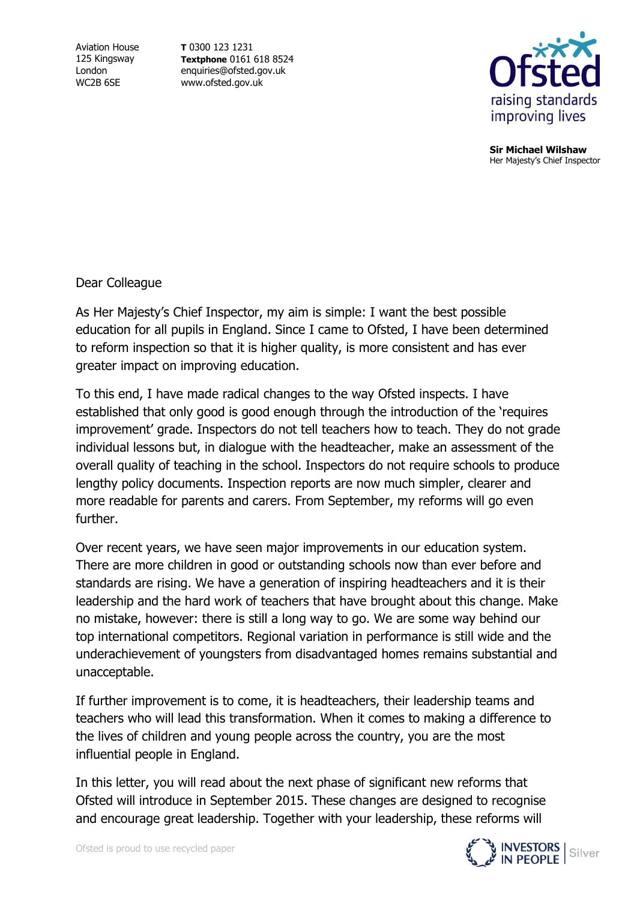Aviation House
125 Kingsway
London
WC2B 6SE

**T** 0300 123 1231
**Textphone** 0161 618 8524
enquiries@ofsted.gov.uk
www.ofsted.gov.uk

Ofsted
raising standards
improving lives

**Sir Michael Wilshaw**
Her Majesty's Chief Inspector

Dear Colleague

As Her Majesty's Chief Inspector, my aim is simple: I want the best possible education for all pupils in England. Since I came to Ofsted, I have been determined to reform inspection so that it is higher quality, is more consistent and has ever greater impact on improving education.

To this end, I have made radical changes to the way Ofsted inspects. I have established that only good is good enough through the introduction of the 'requires improvement' grade. Inspectors do not tell teachers how to teach. They do not grade individual lessons but, in dialogue with the headteacher, make an assessment of the overall quality of teaching in the school. Inspectors do not require schools to produce lengthy policy documents. Inspection reports are now much simpler, clearer and more readable for parents and carers. From September, my reforms will go even further.

Over recent years, we have seen major improvements in our education system. There are more children in good or outstanding schools now than ever before and standards are rising. We have a generation of inspiring headteachers and it is their leadership and the hard work of teachers that have brought about this change. Make no mistake, however: there is still a long way to go. We are some way behind our top international competitors. Regional variation in performance is still wide and the underachievement of youngsters from disadvantaged homes remains substantial and unacceptable.

If further improvement is to come, it is headteachers, their leadership teams and teachers who will lead this transformation. When it comes to making a difference to the lives of children and young people across the country, you are the most influential people in England.

In this letter, you will read about the next phase of significant new reforms that Ofsted will introduce in September 2015. These changes are designed to recognise and encourage great leadership. Together with your leadership, these reforms will

Ofsted is proud to use recycled paper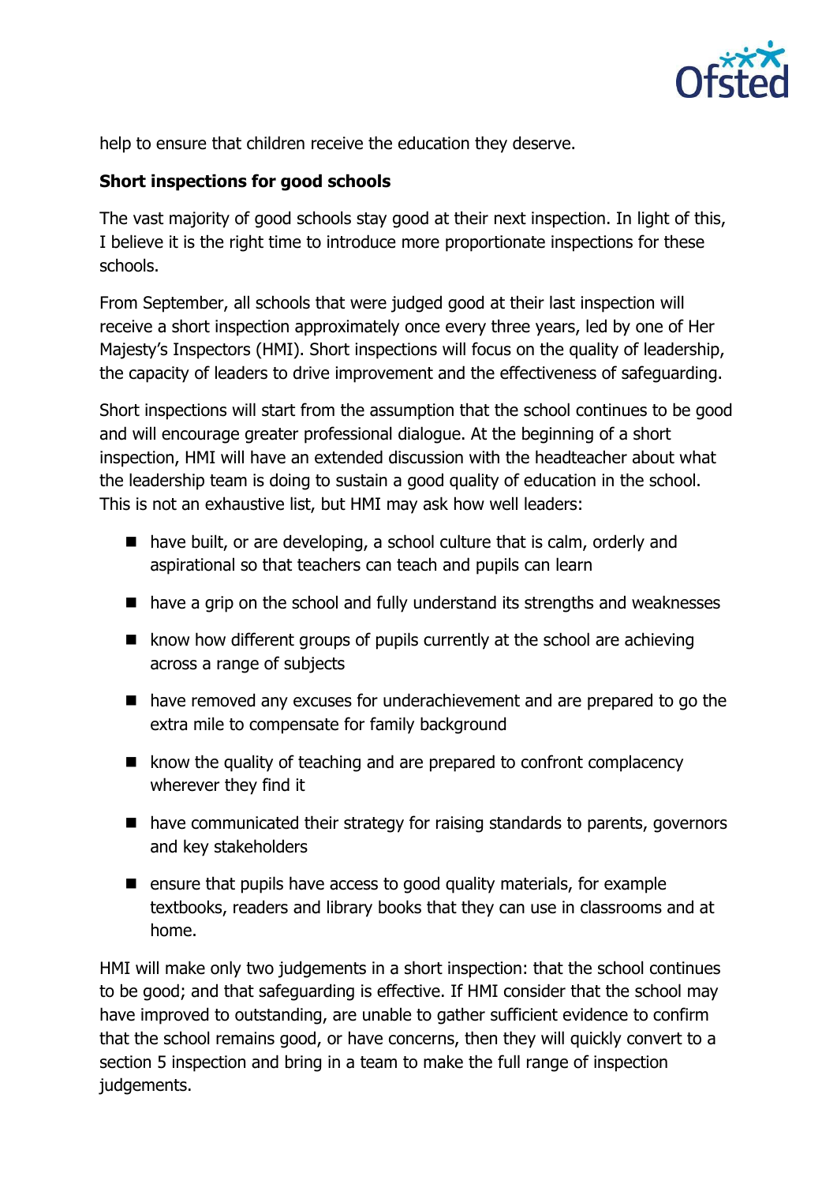help to ensure that children receive the education they deserve.

**Short inspections for good schools**

The vast majority of good schools stay good at their next inspection. In light of this, I believe it is the right time to introduce more proportionate inspections for these schools.

From September, all schools that were judged good at their last inspection will receive a short inspection approximately once every three years, led by one of Her Majesty's Inspectors (HMI). Short inspections will focus on the quality of leadership, the capacity of leaders to drive improvement and the effectiveness of safeguarding.

Short inspections will start from the assumption that the school continues to be good and will encourage greater professional dialogue. At the beginning of a short inspection, HMI will have an extended discussion with the headteacher about what the leadership team is doing to sustain a good quality of education in the school. This is not an exhaustive list, but HMI may ask how well leaders:

- have built, or are developing, a school culture that is calm, orderly and aspirational so that teachers can teach and pupils can learn
- have a grip on the school and fully understand its strengths and weaknesses
- know how different groups of pupils currently at the school are achieving across a range of subjects
- have removed any excuses for underachievement and are prepared to go the extra mile to compensate for family background
- know the quality of teaching and are prepared to confront complacency wherever they find it
- have communicated their strategy for raising standards to parents, governors and key stakeholders
- ensure that pupils have access to good quality materials, for example textbooks, readers and library books that they can use in classrooms and at home.

HMI will make only two judgements in a short inspection: that the school continues to be good; and that safeguarding is effective. If HMI consider that the school may have improved to outstanding, are unable to gather sufficient evidence to confirm that the school remains good, or have concerns, then they will quickly convert to a section 5 inspection and bring in a team to make the full range of inspection judgements.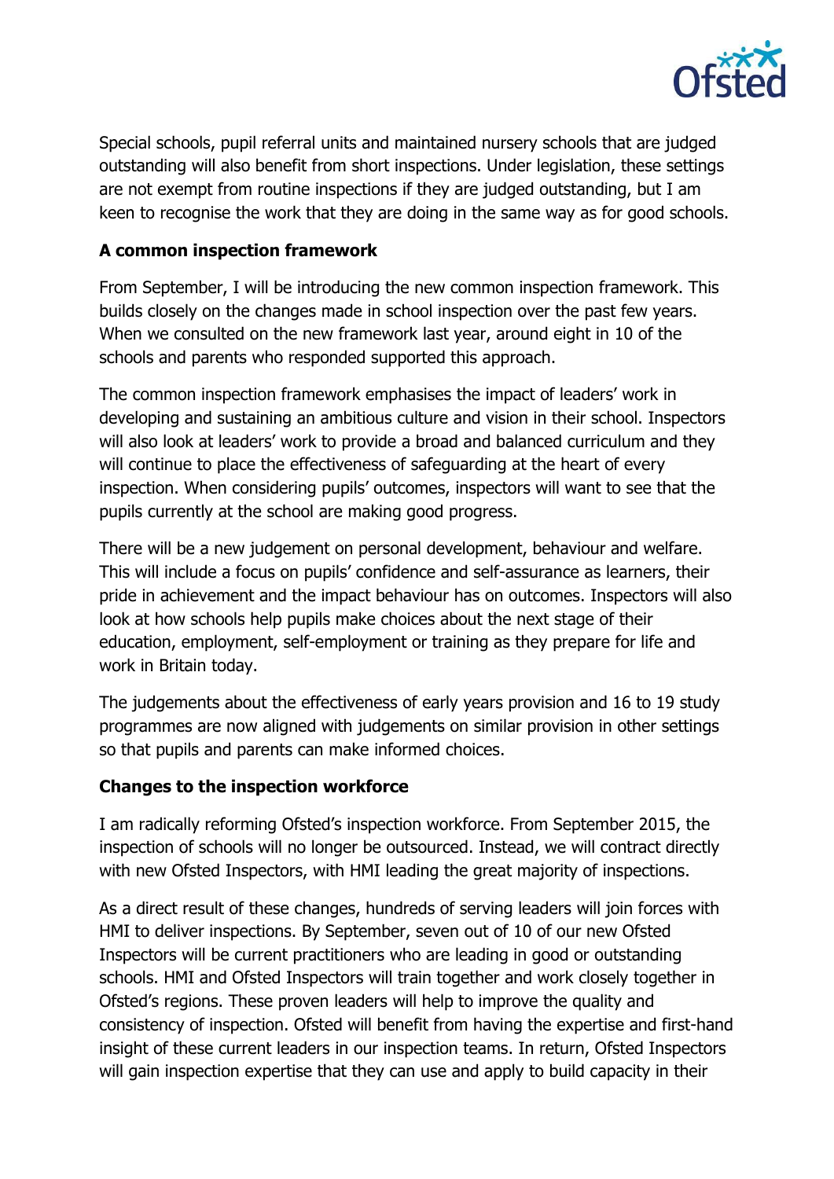Special schools, pupil referral units and maintained nursery schools that are judged outstanding will also benefit from short inspections. Under legislation, these settings are not exempt from routine inspections if they are judged outstanding, but I am keen to recognise the work that they are doing in the same way as for good schools.

**A common inspection framework**

From September, I will be introducing the new common inspection framework. This builds closely on the changes made in school inspection over the past few years. When we consulted on the new framework last year, around eight in 10 of the schools and parents who responded supported this approach.

The common inspection framework emphasises the impact of leaders' work in developing and sustaining an ambitious culture and vision in their school. Inspectors will also look at leaders' work to provide a broad and balanced curriculum and they will continue to place the effectiveness of safeguarding at the heart of every inspection. When considering pupils' outcomes, inspectors will want to see that the pupils currently at the school are making good progress.

There will be a new judgement on personal development, behaviour and welfare. This will include a focus on pupils' confidence and self-assurance as learners, their pride in achievement and the impact behaviour has on outcomes. Inspectors will also look at how schools help pupils make choices about the next stage of their education, employment, self-employment or training as they prepare for life and work in Britain today.

The judgements about the effectiveness of early years provision and 16 to 19 study programmes are now aligned with judgements on similar provision in other settings so that pupils and parents can make informed choices.

**Changes to the inspection workforce**

I am radically reforming Ofsted's inspection workforce. From September 2015, the inspection of schools will no longer be outsourced. Instead, we will contract directly with new Ofsted Inspectors, with HMI leading the great majority of inspections.

As a direct result of these changes, hundreds of serving leaders will join forces with HMI to deliver inspections. By September, seven out of 10 of our new Ofsted Inspectors will be current practitioners who are leading in good or outstanding schools. HMI and Ofsted Inspectors will train together and work closely together in Ofsted's regions. These proven leaders will help to improve the quality and consistency of inspection. Ofsted will benefit from having the expertise and first-hand insight of these current leaders in our inspection teams. In return, Ofsted Inspectors will gain inspection expertise that they can use and apply to build capacity in their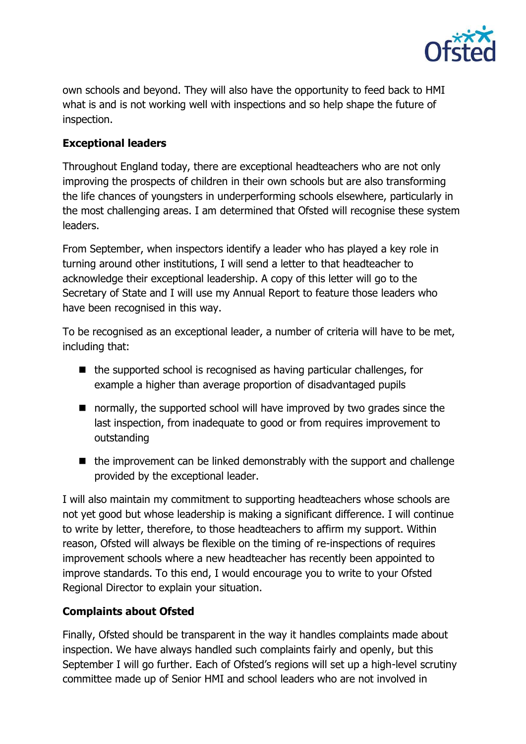own schools and beyond. They will also have the opportunity to feed back to HMI what is and is not working well with inspections and so help shape the future of inspection.

**Exceptional leaders**

Throughout England today, there are exceptional headteachers who are not only improving the prospects of children in their own schools but are also transforming the life chances of youngsters in underperforming schools elsewhere, particularly in the most challenging areas. I am determined that Ofsted will recognise these system leaders.

From September, when inspectors identify a leader who has played a key role in turning around other institutions, I will send a letter to that headteacher to acknowledge their exceptional leadership. A copy of this letter will go to the Secretary of State and I will use my Annual Report to feature those leaders who have been recognised in this way.

To be recognised as an exceptional leader, a number of criteria will have to be met, including that:

- the supported school is recognised as having particular challenges, for example a higher than average proportion of disadvantaged pupils
- normally, the supported school will have improved by two grades since the last inspection, from inadequate to good or from requires improvement to outstanding
- the improvement can be linked demonstrably with the support and challenge provided by the exceptional leader.

I will also maintain my commitment to supporting headteachers whose schools are not yet good but whose leadership is making a significant difference. I will continue to write by letter, therefore, to those headteachers to affirm my support. Within reason, Ofsted will always be flexible on the timing of re-inspections of requires improvement schools where a new headteacher has recently been appointed to improve standards. To this end, I would encourage you to write to your Ofsted Regional Director to explain your situation.

**Complaints about Ofsted**

Finally, Ofsted should be transparent in the way it handles complaints made about inspection. We have always handled such complaints fairly and openly, but this September I will go further. Each of Ofsted's regions will set up a high-level scrutiny committee made up of Senior HMI and school leaders who are not involved in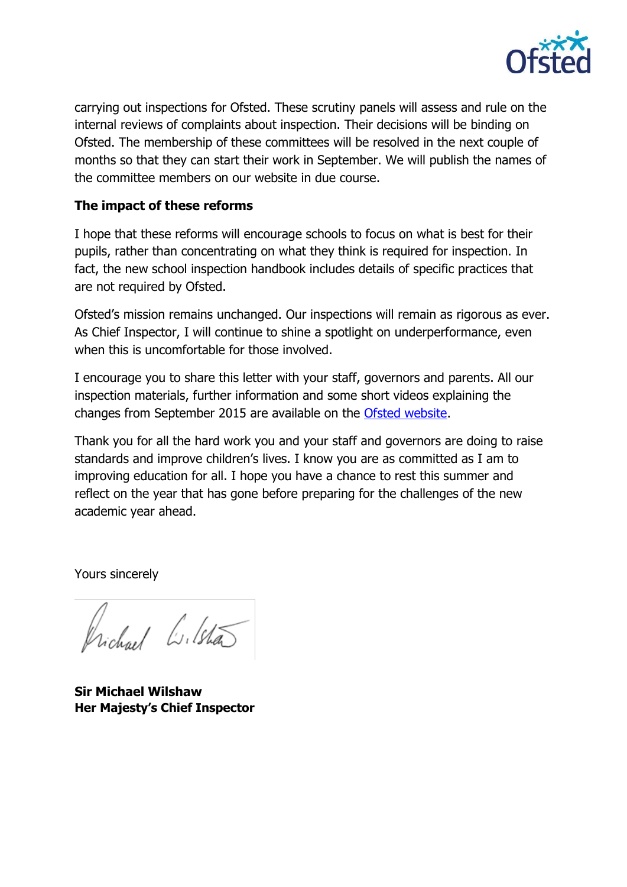carrying out inspections for Ofsted. These scrutiny panels will assess and rule on the internal reviews of complaints about inspection. Their decisions will be binding on Ofsted. The membership of these committees will be resolved in the next couple of months so that they can start their work in September. We will publish the names of the committee members on our website in due course.

**The impact of these reforms**

I hope that these reforms will encourage schools to focus on what is best for their pupils, rather than concentrating on what they think is required for inspection. In fact, the new school inspection handbook includes details of specific practices that are not required by Ofsted.

Ofsted's mission remains unchanged. Our inspections will remain as rigorous as ever. As Chief Inspector, I will continue to shine a spotlight on underperformance, even when this is uncomfortable for those involved.

I encourage you to share this letter with your staff, governors and parents. All our inspection materials, further information and some short videos explaining the changes from September 2015 are available on the Ofsted website.

Thank you for all the hard work you and your staff and governors are doing to raise standards and improve children's lives. I know you are as committed as I am to improving education for all. I hope you have a chance to rest this summer and reflect on the year that has gone before preparing for the challenges of the new academic year ahead.

Yours sincerely

**Sir Michael Wilshaw**
**Her Majesty's Chief Inspector**